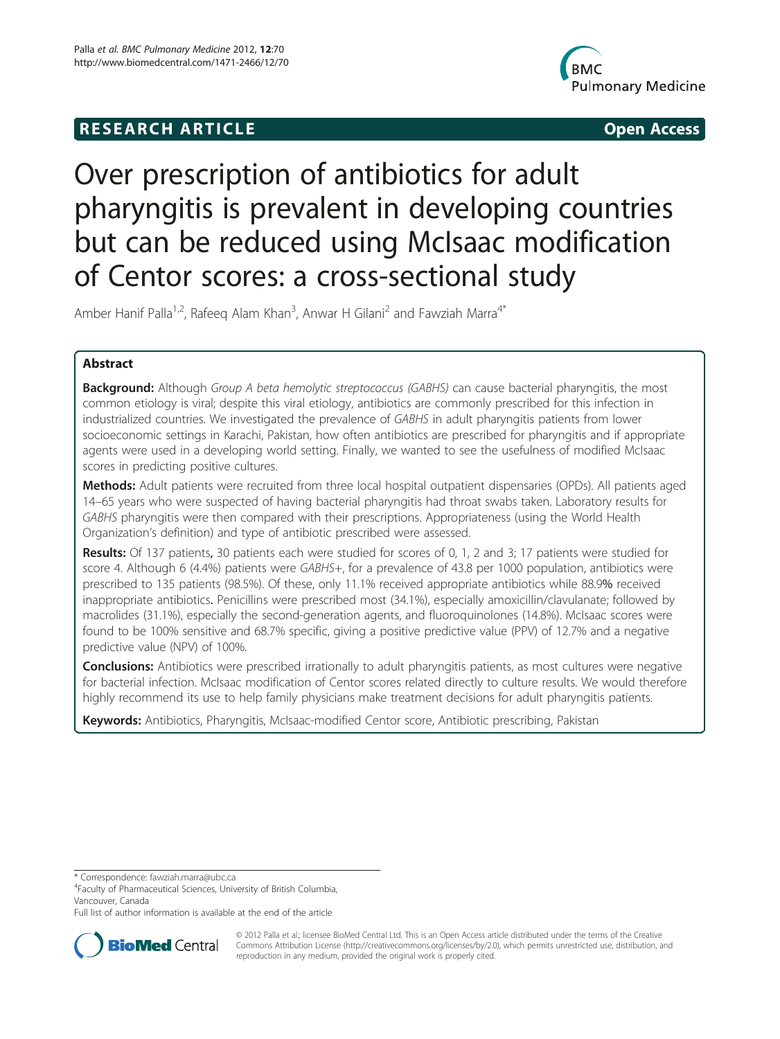**RESEARCH ARTICLE** **Open Access**

# Over prescription of antibiotics for adult pharyngitis is prevalent in developing countries but can be reduced using McIsaac modification of Centor scores: a cross-sectional study

Amber Hanif Palla[1,2], Rafeeq Alam Khan[3], Anwar H Gilani[2] and Fawziah Marra[4*]

## Abstract

**Background:** Although *Group A beta hemolytic streptococcus (GABHS)* can cause bacterial pharyngitis, the most common etiology is viral; despite this viral etiology, antibiotics are commonly prescribed for this infection in industrialized countries. We investigated the prevalence of *GABHS* in adult pharyngitis patients from lower socioeconomic settings in Karachi, Pakistan, how often antibiotics are prescribed for pharyngitis and if appropriate agents were used in a developing world setting. Finally, we wanted to see the usefulness of modified McIsaac scores in predicting positive cultures.

**Methods:** Adult patients were recruited from three local hospital outpatient dispensaries (OPDs). All patients aged 14–65 years who were suspected of having bacterial pharyngitis had throat swabs taken. Laboratory results for *GABHS* pharyngitis were then compared with their prescriptions. Appropriateness (using the World Health Organization's definition) and type of antibiotic prescribed were assessed.

**Results:** Of 137 patients**,** 30 patients each were studied for scores of 0, 1, 2 and 3; 17 patients were studied for score 4. Although 6 (4.4%) patients were *GABHS+*, for a prevalence of 43.8 per 1000 population, antibiotics were prescribed to 135 patients (98.5%). Of these, only 11.1% received appropriate antibiotics while 88.9**%** received inappropriate antibiotics**.** Penicillins were prescribed most (34.1%), especially amoxicillin/clavulanate; followed by macrolides (31.1%), especially the second-generation agents, and fluoroquinolones (14.8%). McIsaac scores were found to be 100% sensitive and 68.7% specific, giving a positive predictive value (PPV) of 12.7% and a negative predictive value (NPV) of 100%.

**Conclusions:** Antibiotics were prescribed irrationally to adult pharyngitis patients, as most cultures were negative for bacterial infection. McIsaac modification of Centor scores related directly to culture results. We would therefore highly recommend its use to help family physicians make treatment decisions for adult pharyngitis patients.

**Keywords:** Antibiotics, Pharyngitis, McIsaac-modified Centor score, Antibiotic prescribing, Pakistan

\* Correspondence: fawziah.marra@ubc.ca
[4]Faculty of Pharmaceutical Sciences, University of British Columbia, Vancouver, Canada
Full list of author information is available at the end of the article

© 2012 Palla et al.; licensee BioMed Central Ltd. This is an Open Access article distributed under the terms of the Creative Commons Attribution License (http://creativecommons.org/licenses/by/2.0), which permits unrestricted use, distribution, and reproduction in any medium, provided the original work is properly cited.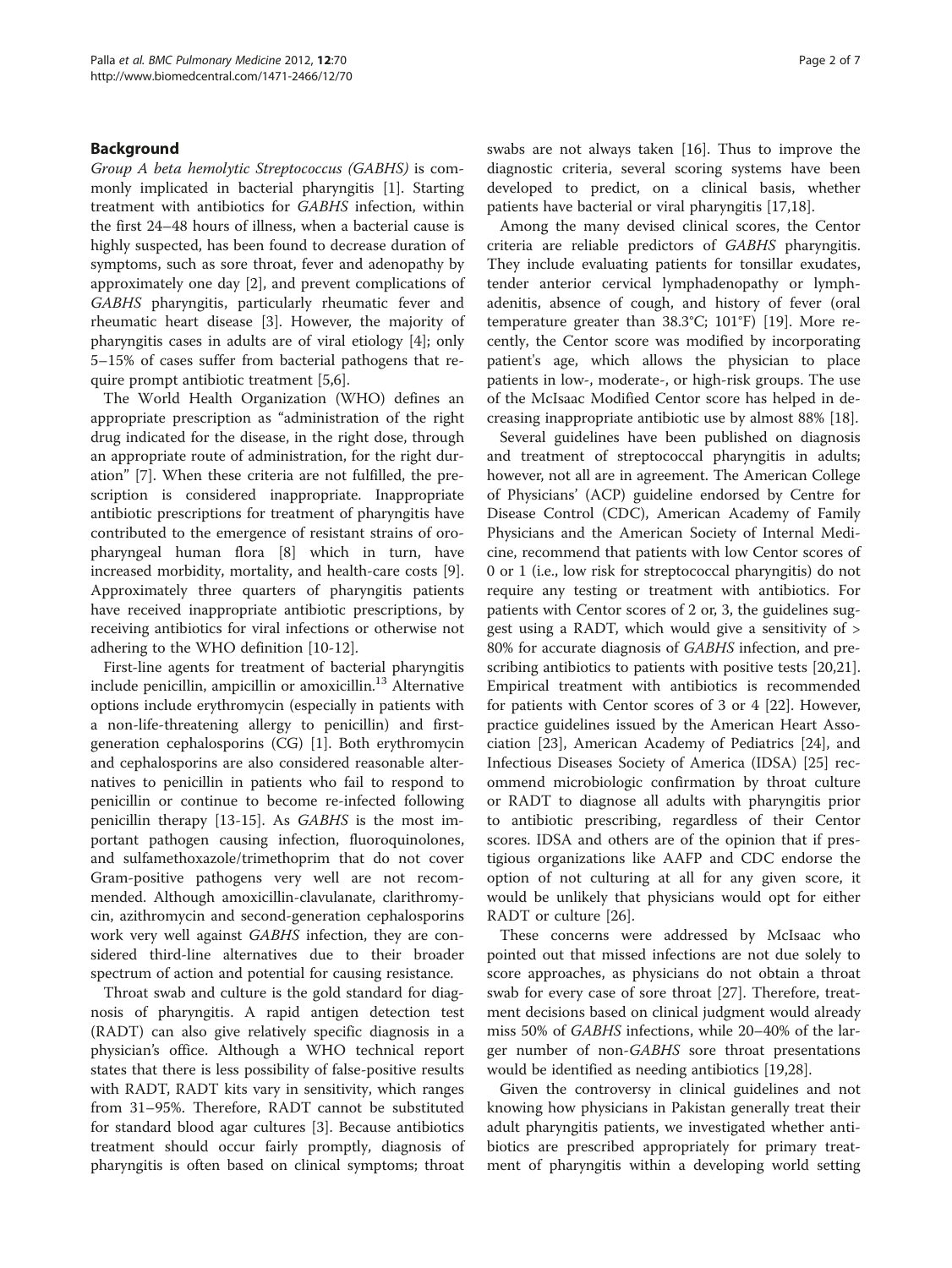## Background

*Group A beta hemolytic Streptococcus (GABHS)* is commonly implicated in bacterial pharyngitis [1]. Starting treatment with antibiotics for *GABHS* infection, within the first 24–48 hours of illness, when a bacterial cause is highly suspected, has been found to decrease duration of symptoms, such as sore throat, fever and adenopathy by approximately one day [2], and prevent complications of *GABHS* pharyngitis, particularly rheumatic fever and rheumatic heart disease [3]. However, the majority of pharyngitis cases in adults are of viral etiology [4]; only 5–15% of cases suffer from bacterial pathogens that require prompt antibiotic treatment [5,6].

The World Health Organization (WHO) defines an appropriate prescription as "administration of the right drug indicated for the disease, in the right dose, through an appropriate route of administration, for the right duration" [7]. When these criteria are not fulfilled, the prescription is considered inappropriate. Inappropriate antibiotic prescriptions for treatment of pharyngitis have contributed to the emergence of resistant strains of oropharyngeal human flora [8] which in turn, have increased morbidity, mortality, and health-care costs [9]. Approximately three quarters of pharyngitis patients have received inappropriate antibiotic prescriptions, by receiving antibiotics for viral infections or otherwise not adhering to the WHO definition [10-12].

First-line agents for treatment of bacterial pharyngitis include penicillin, ampicillin or amoxicillin.[13] Alternative options include erythromycin (especially in patients with a non-life-threatening allergy to penicillin) and first-generation cephalosporins (CG) [1]. Both erythromycin and cephalosporins are also considered reasonable alternatives to penicillin in patients who fail to respond to penicillin or continue to become re-infected following penicillin therapy [13-15]. As *GABHS* is the most important pathogen causing infection, fluoroquinolones, and sulfamethoxazole/trimethoprim that do not cover Gram-positive pathogens very well are not recommended. Although amoxicillin-clavulanate, clarithromycin, azithromycin and second-generation cephalosporins work very well against *GABHS* infection, they are considered third-line alternatives due to their broader spectrum of action and potential for causing resistance.

Throat swab and culture is the gold standard for diagnosis of pharyngitis. A rapid antigen detection test (RADT) can also give relatively specific diagnosis in a physician's office. Although a WHO technical report states that there is less possibility of false-positive results with RADT, RADT kits vary in sensitivity, which ranges from 31–95%. Therefore, RADT cannot be substituted for standard blood agar cultures [3]. Because antibiotics treatment should occur fairly promptly, diagnosis of pharyngitis is often based on clinical symptoms; throat swabs are not always taken [16]. Thus to improve the diagnostic criteria, several scoring systems have been developed to predict, on a clinical basis, whether patients have bacterial or viral pharyngitis [17,18].

Among the many devised clinical scores, the Centor criteria are reliable predictors of *GABHS* pharyngitis. They include evaluating patients for tonsillar exudates, tender anterior cervical lymphadenopathy or lymphadenitis, absence of cough, and history of fever (oral temperature greater than 38.3°C; 101°F) [19]. More recently, the Centor score was modified by incorporating patient's age, which allows the physician to place patients in low-, moderate-, or high-risk groups. The use of the McIsaac Modified Centor score has helped in decreasing inappropriate antibiotic use by almost 88% [18].

Several guidelines have been published on diagnosis and treatment of streptococcal pharyngitis in adults; however, not all are in agreement. The American College of Physicians' (ACP) guideline endorsed by Centre for Disease Control (CDC), American Academy of Family Physicians and the American Society of Internal Medicine, recommend that patients with low Centor scores of 0 or 1 (i.e., low risk for streptococcal pharyngitis) do not require any testing or treatment with antibiotics. For patients with Centor scores of 2 or, 3, the guidelines suggest using a RADT, which would give a sensitivity of > 80% for accurate diagnosis of *GABHS* infection, and prescribing antibiotics to patients with positive tests [20,21]. Empirical treatment with antibiotics is recommended for patients with Centor scores of 3 or 4 [22]. However, practice guidelines issued by the American Heart Association [23], American Academy of Pediatrics [24], and Infectious Diseases Society of America (IDSA) [25] recommend microbiologic confirmation by throat culture or RADT to diagnose all adults with pharyngitis prior to antibiotic prescribing, regardless of their Centor scores. IDSA and others are of the opinion that if prestigious organizations like AAFP and CDC endorse the option of not culturing at all for any given score, it would be unlikely that physicians would opt for either RADT or culture [26].

These concerns were addressed by McIsaac who pointed out that missed infections are not due solely to score approaches, as physicians do not obtain a throat swab for every case of sore throat [27]. Therefore, treatment decisions based on clinical judgment would already miss 50% of *GABHS* infections, while 20–40% of the larger number of non-*GABHS* sore throat presentations would be identified as needing antibiotics [19,28].

Given the controversy in clinical guidelines and not knowing how physicians in Pakistan generally treat their adult pharyngitis patients, we investigated whether antibiotics are prescribed appropriately for primary treatment of pharyngitis within a developing world setting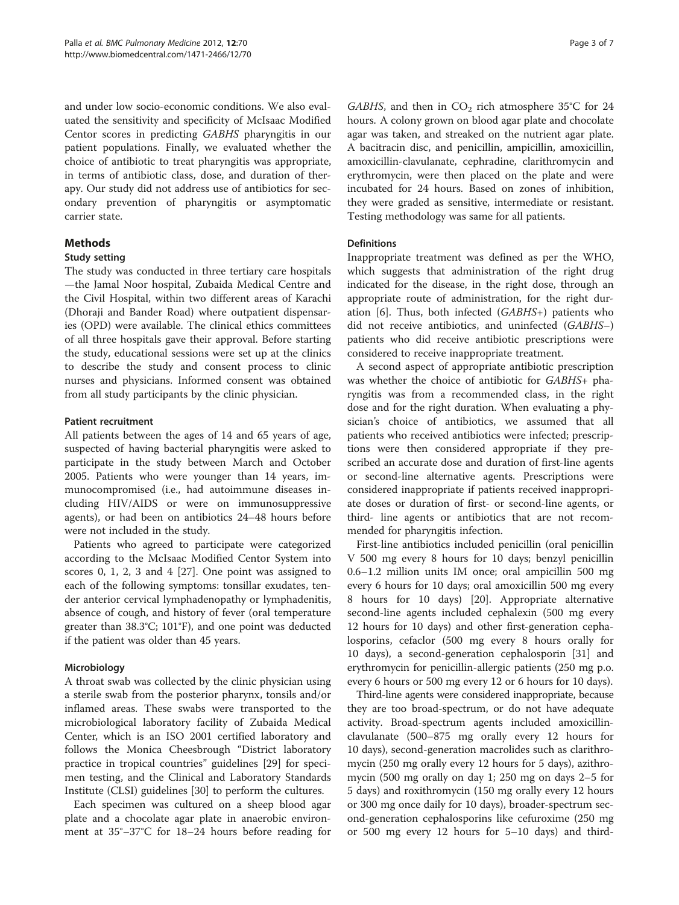and under low socio-economic conditions. We also evaluated the sensitivity and specificity of McIsaac Modified Centor scores in predicting *GABHS* pharyngitis in our patient populations. Finally, we evaluated whether the choice of antibiotic to treat pharyngitis was appropriate, in terms of antibiotic class, dose, and duration of therapy. Our study did not address use of antibiotics for secondary prevention of pharyngitis or asymptomatic carrier state.

## Methods

### Study setting

The study was conducted in three tertiary care hospitals —the Jamal Noor hospital, Zubaida Medical Centre and the Civil Hospital, within two different areas of Karachi (Dhoraji and Bander Road) where outpatient dispensaries (OPD) were available. The clinical ethics committees of all three hospitals gave their approval. Before starting the study, educational sessions were set up at the clinics to describe the study and consent process to clinic nurses and physicians. Informed consent was obtained from all study participants by the clinic physician.

### Patient recruitment

All patients between the ages of 14 and 65 years of age, suspected of having bacterial pharyngitis were asked to participate in the study between March and October 2005. Patients who were younger than 14 years, immunocompromised (i.e., had autoimmune diseases including HIV/AIDS or were on immunosuppressive agents), or had been on antibiotics 24–48 hours before were not included in the study.

Patients who agreed to participate were categorized according to the McIsaac Modified Centor System into scores 0, 1, 2, 3 and 4 [27]. One point was assigned to each of the following symptoms: tonsillar exudates, tender anterior cervical lymphadenopathy or lymphadenitis, absence of cough, and history of fever (oral temperature greater than 38.3°C; 101°F), and one point was deducted if the patient was older than 45 years.

### Microbiology

A throat swab was collected by the clinic physician using a sterile swab from the posterior pharynx, tonsils and/or inflamed areas. These swabs were transported to the microbiological laboratory facility of Zubaida Medical Center, which is an ISO 2001 certified laboratory and follows the Monica Cheesbrough "District laboratory practice in tropical countries" guidelines [29] for specimen testing, and the Clinical and Laboratory Standards Institute (CLSI) guidelines [30] to perform the cultures.

Each specimen was cultured on a sheep blood agar plate and a chocolate agar plate in anaerobic environment at 35°–37°C for 18–24 hours before reading for *GABHS*, and then in $CO_2$ rich atmosphere 35°C for 24 hours. A colony grown on blood agar plate and chocolate agar was taken, and streaked on the nutrient agar plate. A bacitracin disc, and penicillin, ampicillin, amoxicillin, amoxicillin-clavulanate, cephradine, clarithromycin and erythromycin, were then placed on the plate and were incubated for 24 hours. Based on zones of inhibition, they were graded as sensitive, intermediate or resistant. Testing methodology was same for all patients.

### Definitions

Inappropriate treatment was defined as per the WHO, which suggests that administration of the right drug indicated for the disease, in the right dose, through an appropriate route of administration, for the right duration [6]. Thus, both infected (*GABHS+*) patients who did not receive antibiotics, and uninfected (*GABHS–*) patients who did receive antibiotic prescriptions were considered to receive inappropriate treatment.

A second aspect of appropriate antibiotic prescription was whether the choice of antibiotic for *GABHS+* pharyngitis was from a recommended class, in the right dose and for the right duration. When evaluating a physician's choice of antibiotics, we assumed that all patients who received antibiotics were infected; prescriptions were then considered appropriate if they prescribed an accurate dose and duration of first-line agents or second-line alternative agents. Prescriptions were considered inappropriate if patients received inappropriate doses or duration of first- or second-line agents, or third- line agents or antibiotics that are not recommended for pharyngitis infection.

First-line antibiotics included penicillin (oral penicillin V 500 mg every 8 hours for 10 days; benzyl penicillin 0.6–1.2 million units IM once; oral ampicillin 500 mg every 6 hours for 10 days; oral amoxicillin 500 mg every 8 hours for 10 days) [20]. Appropriate alternative second-line agents included cephalexin (500 mg every 12 hours for 10 days) and other first-generation cephalosporins, cefaclor (500 mg every 8 hours orally for 10 days), a second-generation cephalosporin [31] and erythromycin for penicillin-allergic patients (250 mg p.o. every 6 hours or 500 mg every 12 or 6 hours for 10 days).

Third-line agents were considered inappropriate, because they are too broad-spectrum, or do not have adequate activity. Broad-spectrum agents included amoxicillin-clavulanate (500–875 mg orally every 12 hours for 10 days), second-generation macrolides such as clarithromycin (250 mg orally every 12 hours for 5 days), azithromycin (500 mg orally on day 1; 250 mg on days 2–5 for 5 days) and roxithromycin (150 mg orally every 12 hours or 300 mg once daily for 10 days), broader-spectrum second-generation cephalosporins like cefuroxime (250 mg or 500 mg every 12 hours for 5–10 days) and third-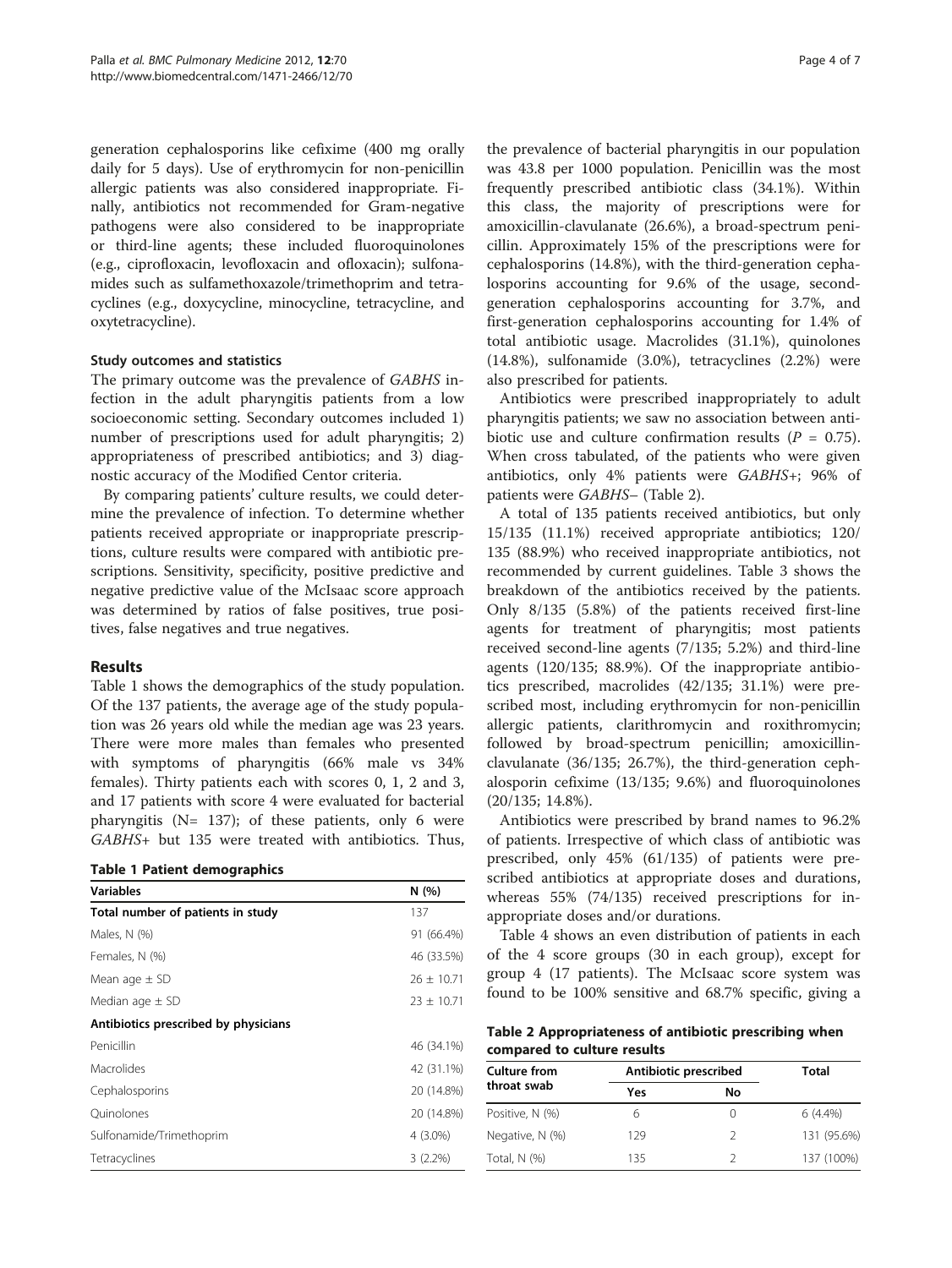generation cephalosporins like cefixime (400 mg orally daily for 5 days). Use of erythromycin for non-penicillin allergic patients was also considered inappropriate. Finally, antibiotics not recommended for Gram-negative pathogens were also considered to be inappropriate or third-line agents; these included fluoroquinolones (e.g., ciprofloxacin, levofloxacin and ofloxacin); sulfonamides such as sulfamethoxazole/trimethoprim and tetracyclines (e.g., doxycycline, minocycline, tetracycline, and oxytetracycline).

### Study outcomes and statistics

The primary outcome was the prevalence of *GABHS* infection in the adult pharyngitis patients from a low socioeconomic setting. Secondary outcomes included 1) number of prescriptions used for adult pharyngitis; 2) appropriateness of prescribed antibiotics; and 3) diagnostic accuracy of the Modified Centor criteria.

By comparing patients' culture results, we could determine the prevalence of infection. To determine whether patients received appropriate or inappropriate prescriptions, culture results were compared with antibiotic prescriptions. Sensitivity, specificity, positive predictive and negative predictive value of the McIsaac score approach was determined by ratios of false positives, true positives, false negatives and true negatives.

## Results

Table 1 shows the demographics of the study population. Of the 137 patients, the average age of the study population was 26 years old while the median age was 23 years. There were more males than females who presented with symptoms of pharyngitis (66% male vs 34% females). Thirty patients each with scores 0, 1, 2 and 3, and 17 patients with score 4 were evaluated for bacterial pharyngitis (N= 137); of these patients, only 6 were *GABHS+* but 135 were treated with antibiotics. Thus, the prevalence of bacterial pharyngitis in our population was 43.8 per 1000 population. Penicillin was the most frequently prescribed antibiotic class (34.1%). Within this class, the majority of prescriptions were for amoxicillin-clavulanate (26.6%), a broad-spectrum penicillin. Approximately 15% of the prescriptions were for cephalosporins (14.8%), with the third-generation cephalosporins accounting for 9.6% of the usage, second-generation cephalosporins accounting for 3.7%, and first-generation cephalosporins accounting for 1.4% of total antibiotic usage. Macrolides (31.1%), quinolones (14.8%), sulfonamide (3.0%), tetracyclines (2.2%) were also prescribed for patients.

**Table 1 Patient demographics**

| Variables | N (%) |
|---|---|
| **Total number of patients in study** | 137 |
| Males, N (%) | 91 (66.4%) |
| Females, N (%) | 46 (33.5%) |
| Mean age ± SD | 26 ± 10.71 |
| Median age ± SD | 23 ± 10.71 |
| **Antibiotics prescribed by physicians** | |
| Penicillin | 46 (34.1%) |
| Macrolides | 42 (31.1%) |
| Cephalosporins | 20 (14.8%) |
| Quinolones | 20 (14.8%) |
| Sulfonamide/Trimethoprim | 4 (3.0%) |
| Tetracyclines | 3 (2.2%) |

Antibiotics were prescribed inappropriately to adult pharyngitis patients; we saw no association between antibiotic use and culture confirmation results ($P$ = 0.75). When cross tabulated, of the patients who were given antibiotics, only 4% patients were *GABHS+*; 96% of patients were *GABHS–* (Table 2).

A total of 135 patients received antibiotics, but only 15/135 (11.1%) received appropriate antibiotics; 120/135 (88.9%) who received inappropriate antibiotics, not recommended by current guidelines. Table 3 shows the breakdown of the antibiotics received by the patients. Only 8/135 (5.8%) of the patients received first-line agents for treatment of pharyngitis; most patients received second-line agents (7/135; 5.2%) and third-line agents (120/135; 88.9%). Of the inappropriate antibiotics prescribed, macrolides (42/135; 31.1%) were prescribed most, including erythromycin for non-penicillin allergic patients, clarithromycin and roxithromycin; followed by broad-spectrum penicillin; amoxicillin-clavulanate (36/135; 26.7%), the third-generation cephalosporin cefixime (13/135; 9.6%) and fluoroquinolones (20/135; 14.8%).

Antibiotics were prescribed by brand names to 96.2% of patients. Irrespective of which class of antibiotic was prescribed, only 45% (61/135) of patients were prescribed antibiotics at appropriate doses and durations, whereas 55% (74/135) received prescriptions for inappropriate doses and/or durations.

Table 4 shows an even distribution of patients in each of the 4 score groups (30 in each group), except for group 4 (17 patients). The McIsaac score system was found to be 100% sensitive and 68.7% specific, giving a

**Table 2 Appropriateness of antibiotic prescribing when compared to culture results**

| Culture from throat swab | Antibiotic prescribed | | Total |
|---|---|---|---|
| | Yes | No | |
| Positive, N (%) | 6 | 0 | 6 (4.4%) |
| Negative, N (%) | 129 | 2 | 131 (95.6%) |
| Total, N (%) | 135 | 2 | 137 (100%) |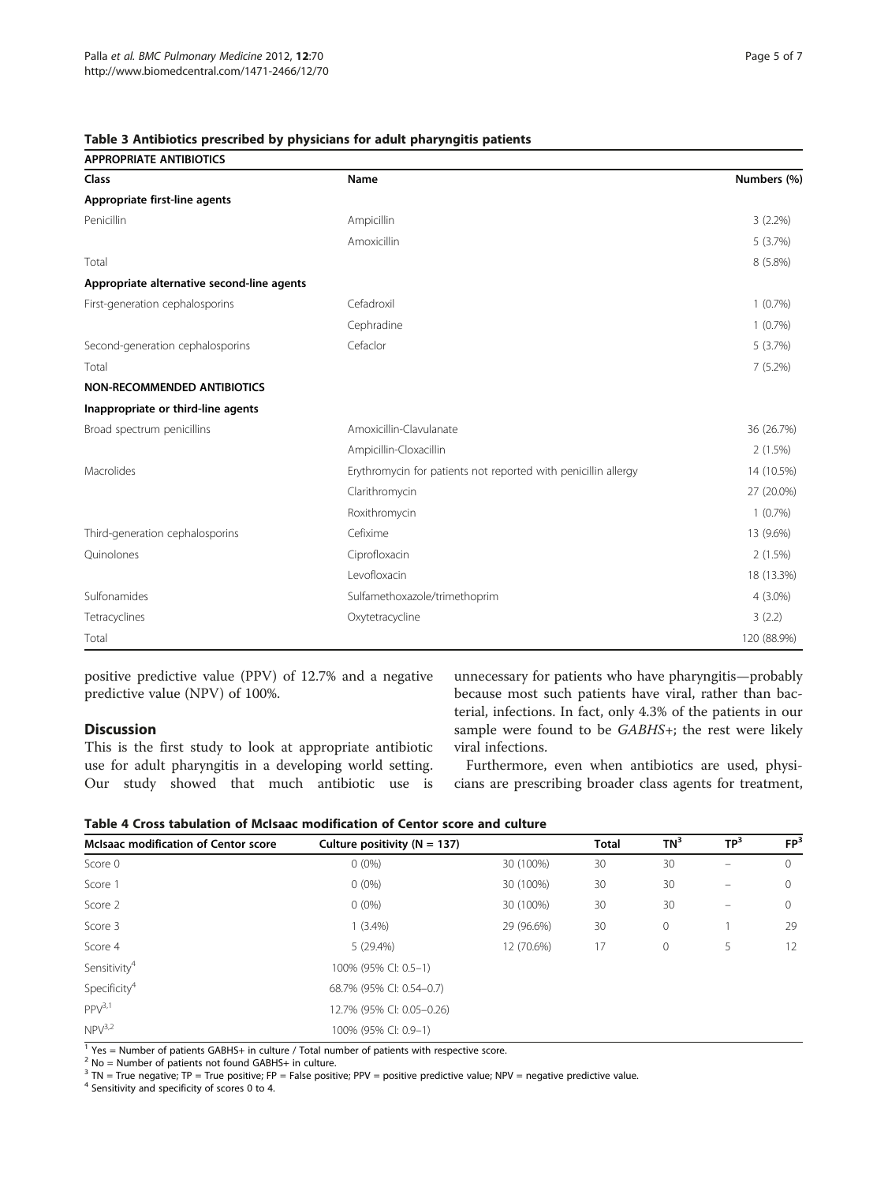**Table 3 Antibiotics prescribed by physicians for adult pharyngitis patients**

| Class | Name | Numbers (%) |
|---|---|---|
| **APPROPRIATE ANTIBIOTICS** | | |
| **Appropriate first-line agents** | | |
| Penicillin | Ampicillin | 3 (2.2%) |
| | Amoxicillin | 5 (3.7%) |
| Total | | 8 (5.8%) |
| **Appropriate alternative second-line agents** | | |
| First-generation cephalosporins | Cefadroxil | 1 (0.7%) |
| | Cephradine | 1 (0.7%) |
| Second-generation cephalosporins | Cefaclor | 5 (3.7%) |
| Total | | 7 (5.2%) |
| **NON-RECOMMENDED ANTIBIOTICS** | | |
| **Inappropriate or third-line agents** | | |
| Broad spectrum penicillins | Amoxicillin-Clavulanate | 36 (26.7%) |
| | Ampicillin-Cloxacillin | 2 (1.5%) |
| Macrolides | Erythromycin for patients not reported with penicillin allergy | 14 (10.5%) |
| | Clarithromycin | 27 (20.0%) |
| | Roxithromycin | 1 (0.7%) |
| Third-generation cephalosporins | Cefixime | 13 (9.6%) |
| Quinolones | Ciprofloxacin | 2 (1.5%) |
| | Levofloxacin | 18 (13.3%) |
| Sulfonamides | Sulfamethoxazole/trimethoprim | 4 (3.0%) |
| Tetracyclines | Oxytetracycline | 3 (2.2) |
| Total | | 120 (88.9%) |

positive predictive value (PPV) of 12.7% and a negative predictive value (NPV) of 100%.

## Discussion

This is the first study to look at appropriate antibiotic use for adult pharyngitis in a developing world setting. Our study showed that much antibiotic use is unnecessary for patients who have pharyngitis—probably because most such patients have viral, rather than bacterial, infections. In fact, only 4.3% of the patients in our sample were found to be *GABHS+*; the rest were likely viral infections.

Furthermore, even when antibiotics are used, physicians are prescribing broader class agents for treatment,

**Table 4 Cross tabulation of McIsaac modification of Centor score and culture**

| McIsaac modification of Centor score | Culture positivity (N = 137) | | Total | TN[3] | TP[3] | FP[3] |
|---|---|---|---|---|---|---|
| Score 0 | 0 (0%) | 30 (100%) | 30 | 30 | – | 0 |
| Score 1 | 0 (0%) | 30 (100%) | 30 | 30 | – | 0 |
| Score 2 | 0 (0%) | 30 (100%) | 30 | 30 | – | 0 |
| Score 3 | 1 (3.4%) | 29 (96.6%) | 30 | 0 | 1 | 29 |
| Score 4 | 5 (29.4%) | 12 (70.6%) | 17 | 0 | 5 | 12 |
| Sensitivity[4] | 100% (95% CI: 0.5–1) | | | | | |
| Specificity[4] | 68.7% (95% CI: 0.54–0.7) | | | | | |
| PPV[3,1] | 12.7% (95% CI: 0.05–0.26) | | | | | |
| NPV[3,2] | 100% (95% CI: 0.9–1) | | | | | |

[1] Yes = Number of patients GABHS+ in culture / Total number of patients with respective score.
[2] No = Number of patients not found GABHS+ in culture.
[3] TN = True negative; TP = True positive; FP = False positive; PPV = positive predictive value; NPV = negative predictive value.
[4] Sensitivity and specificity of scores 0 to 4.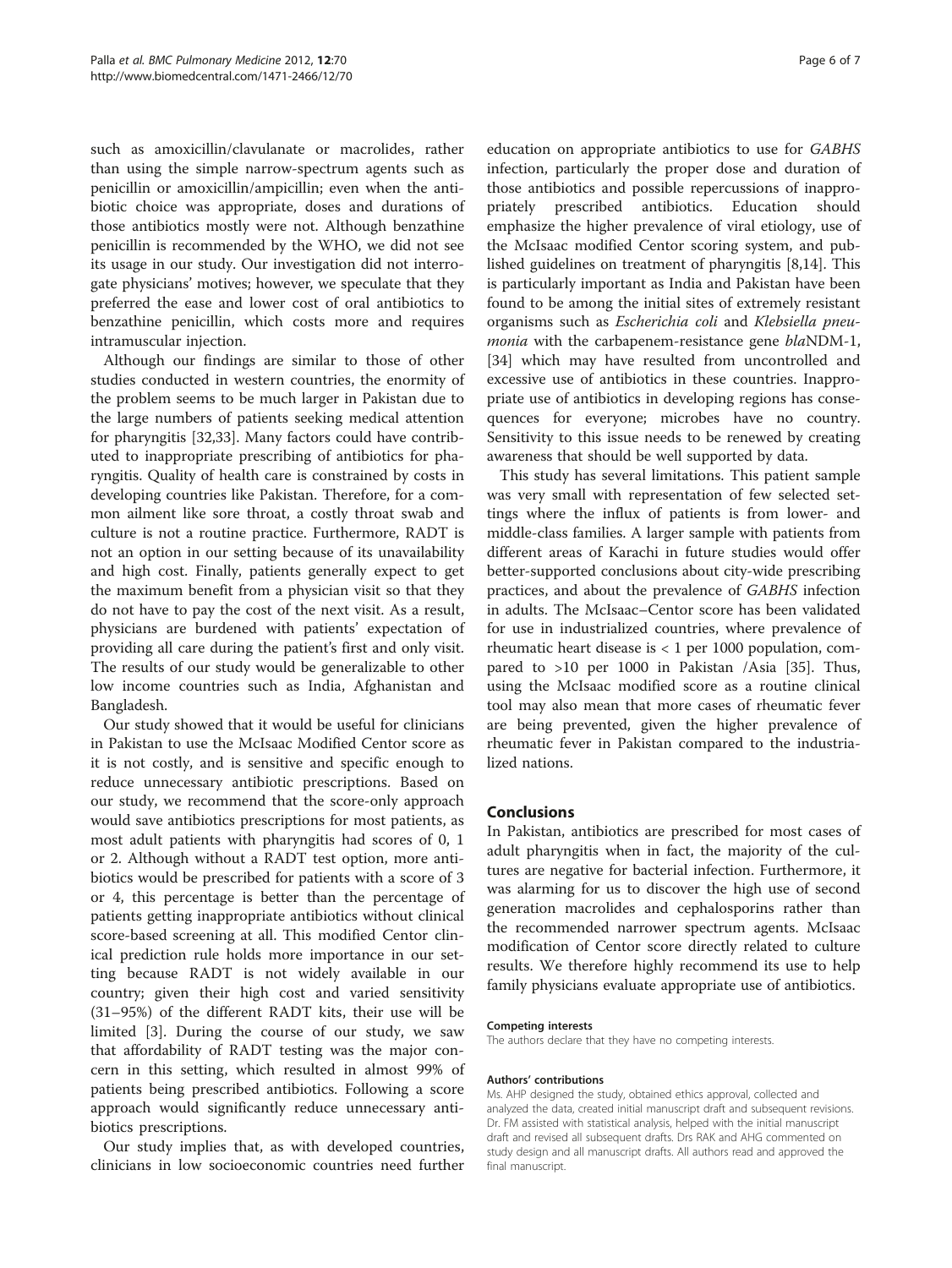such as amoxicillin/clavulanate or macrolides, rather than using the simple narrow-spectrum agents such as penicillin or amoxicillin/ampicillin; even when the antibiotic choice was appropriate, doses and durations of those antibiotics mostly were not. Although benzathine penicillin is recommended by the WHO, we did not see its usage in our study. Our investigation did not interrogate physicians' motives; however, we speculate that they preferred the ease and lower cost of oral antibiotics to benzathine penicillin, which costs more and requires intramuscular injection.

Although our findings are similar to those of other studies conducted in western countries, the enormity of the problem seems to be much larger in Pakistan due to the large numbers of patients seeking medical attention for pharyngitis [32,33]. Many factors could have contributed to inappropriate prescribing of antibiotics for pharyngitis. Quality of health care is constrained by costs in developing countries like Pakistan. Therefore, for a common ailment like sore throat, a costly throat swab and culture is not a routine practice. Furthermore, RADT is not an option in our setting because of its unavailability and high cost. Finally, patients generally expect to get the maximum benefit from a physician visit so that they do not have to pay the cost of the next visit. As a result, physicians are burdened with patients' expectation of providing all care during the patient's first and only visit. The results of our study would be generalizable to other low income countries such as India, Afghanistan and Bangladesh.

Our study showed that it would be useful for clinicians in Pakistan to use the McIsaac Modified Centor score as it is not costly, and is sensitive and specific enough to reduce unnecessary antibiotic prescriptions. Based on our study, we recommend that the score-only approach would save antibiotics prescriptions for most patients, as most adult patients with pharyngitis had scores of 0, 1 or 2. Although without a RADT test option, more antibiotics would be prescribed for patients with a score of 3 or 4, this percentage is better than the percentage of patients getting inappropriate antibiotics without clinical score-based screening at all. This modified Centor clinical prediction rule holds more importance in our setting because RADT is not widely available in our country; given their high cost and varied sensitivity (31–95%) of the different RADT kits, their use will be limited [3]. During the course of our study, we saw that affordability of RADT testing was the major concern in this setting, which resulted in almost 99% of patients being prescribed antibiotics. Following a score approach would significantly reduce unnecessary antibiotics prescriptions.

Our study implies that, as with developed countries, clinicians in low socioeconomic countries need further education on appropriate antibiotics to use for *GABHS* infection, particularly the proper dose and duration of those antibiotics and possible repercussions of inappropriately prescribed antibiotics. Education should emphasize the higher prevalence of viral etiology, use of the McIsaac modified Centor scoring system, and published guidelines on treatment of pharyngitis [8,14]. This is particularly important as India and Pakistan have been found to be among the initial sites of extremely resistant organisms such as *Escherichia coli* and *Klebsiella pneumonia* with the carbapenem-resistance gene *bla*NDM-1, [34] which may have resulted from uncontrolled and excessive use of antibiotics in these countries. Inappropriate use of antibiotics in developing regions has consequences for everyone; microbes have no country. Sensitivity to this issue needs to be renewed by creating awareness that should be well supported by data.

This study has several limitations. This patient sample was very small with representation of few selected settings where the influx of patients is from lower- and middle-class families. A larger sample with patients from different areas of Karachi in future studies would offer better-supported conclusions about city-wide prescribing practices, and about the prevalence of *GABHS* infection in adults. The McIsaac–Centor score has been validated for use in industrialized countries, where prevalence of rheumatic heart disease is < 1 per 1000 population, compared to >10 per 1000 in Pakistan /Asia [35]. Thus, using the McIsaac modified score as a routine clinical tool may also mean that more cases of rheumatic fever are being prevented, given the higher prevalence of rheumatic fever in Pakistan compared to the industrialized nations.

## Conclusions

In Pakistan, antibiotics are prescribed for most cases of adult pharyngitis when in fact, the majority of the cultures are negative for bacterial infection. Furthermore, it was alarming for us to discover the high use of second generation macrolides and cephalosporins rather than the recommended narrower spectrum agents. McIsaac modification of Centor score directly related to culture results. We therefore highly recommend its use to help family physicians evaluate appropriate use of antibiotics.

#### Competing interests

The authors declare that they have no competing interests.

#### Authors' contributions

Ms. AHP designed the study, obtained ethics approval, collected and analyzed the data, created initial manuscript draft and subsequent revisions. Dr. FM assisted with statistical analysis, helped with the initial manuscript draft and revised all subsequent drafts. Drs RAK and AHG commented on study design and all manuscript drafts. All authors read and approved the final manuscript.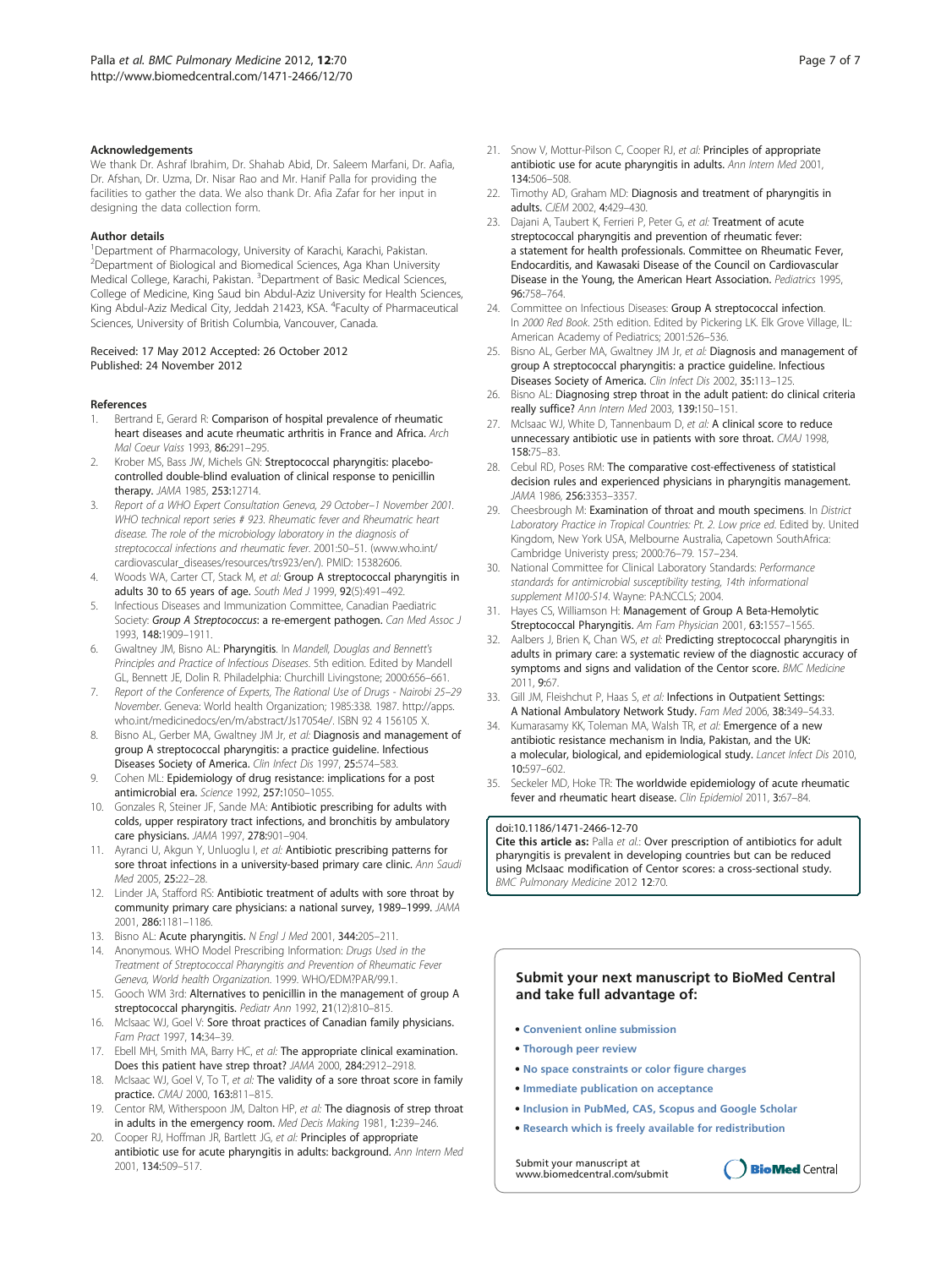#### Acknowledgements

We thank Dr. Ashraf Ibrahim, Dr. Shahab Abid, Dr. Saleem Marfani, Dr. Aafia, Dr. Afshan, Dr. Uzma, Dr. Nisar Rao and Mr. Hanif Palla for providing the facilities to gather the data. We also thank Dr. Afia Zafar for her input in designing the data collection form.

#### Author details

[1]Department of Pharmacology, University of Karachi, Karachi, Pakistan. [2]Department of Biological and Biomedical Sciences, Aga Khan University Medical College, Karachi, Pakistan. [3]Department of Basic Medical Sciences, College of Medicine, King Saud bin Abdul-Aziz University for Health Sciences, King Abdul-Aziz Medical City, Jeddah 21423, KSA. [4]Faculty of Pharmaceutical Sciences, University of British Columbia, Vancouver, Canada.

Received: 17 May 2012 Accepted: 26 October 2012
Published: 24 November 2012

#### References

1. Bertrand E, Gerard R: **Comparison of hospital prevalence of rheumatic heart diseases and acute rheumatic arthritis in France and Africa.** *Arch Mal Coeur Vaiss* 1993, **86:**291–295.
2. Krober MS, Bass JW, Michels GN: **Streptococcal pharyngitis: placebo-controlled double-blind evaluation of clinical response to penicillin therapy.** *JAMA* 1985, **253:**12714.
3. *Report of a WHO Expert Consultation Geneva, 29 October–1 November 2001. WHO technical report series # 923. Rheumatic fever and Rheumatic heart disease. The role of the microbiology laboratory in the diagnosis of streptococcal infections and rheumatic fever.* 2001:50–51. (www.who.int/cardiovascular_diseases/resources/trs923/en/). PMID: 15382606.
4. Woods WA, Carter CT, Stack M, *et al:* **Group A streptococcal pharyngitis in adults 30 to 65 years of age.** *South Med J* 1999, **92**(5):491–492.
5. Infectious Diseases and Immunization Committee, Canadian Paediatric Society: ***Group A Streptococcus*: a re-emergent pathogen.** *Can Med Assoc J* 1993, **148:**1909–1911.
6. Gwaltney JM, Bisno AL: **Pharyngitis.** In *Mandell, Douglas and Bennett's Principles and Practice of Infectious Diseases.* 5th edition. Edited by Mandell GL, Bennett JE, Dolin R. Philadelphia: Churchill Livingstone; 2000:656–661.
7. *Report of the Conference of Experts, The Rational Use of Drugs - Nairobi 25–29 November.* Geneva: World health Organization; 1985:338. 1987. http://apps.who.int/medicinedocs/en/m/abstract/Js17054e/. ISBN 92 4 156105 X.
8. Bisno AL, Gerber MA, Gwaltney JM Jr, *et al:* **Diagnosis and management of group A streptococcal pharyngitis: a practice guideline. Infectious Diseases Society of America.** *Clin Infect Dis* 1997, **25:**574–583.
9. Cohen ML: **Epidemiology of drug resistance: implications for a post antimicrobial era.** *Science* 1992, **257:**1050–1055.
10. Gonzales R, Steiner JF, Sande MA: **Antibiotic prescribing for adults with colds, upper respiratory tract infections, and bronchitis by ambulatory care physicians.** *JAMA* 1997, **278:**901–904.
11. Ayranci U, Akgun Y, Unluoglu I, *et al:* **Antibiotic prescribing patterns for sore throat infections in a university-based primary care clinic.** *Ann Saudi Med* 2005, **25:**22–28.
12. Linder JA, Stafford RS: **Antibiotic treatment of adults with sore throat by community primary care physicians: a national survey, 1989–1999.** *JAMA* 2001, **286:**1181–1186.
13. Bisno AL: **Acute pharyngitis.** *N Engl J Med* 2001, **344:**205–211.
14. Anonymous. WHO Model Prescribing Information: *Drugs Used in the Treatment of Streptococcal Pharyngitis and Prevention of Rheumatic Fever Geneva, World health Organization.* 1999. WHO/EDM?PAR/99.1.
15. Gooch WM 3rd: **Alternatives to penicillin in the management of group A streptococcal pharyngitis.** *Pediatr Ann* 1992, **21**(12):810–815.
16. McIsaac WJ, Goel V: **Sore throat practices of Canadian family physicians.** *Fam Pract* 1997, **14:**34–39.
17. Ebell MH, Smith MA, Barry HC, *et al:* **The appropriate clinical examination. Does this patient have strep throat?** *JAMA* 2000, **284:**2912–2918.
18. McIsaac WJ, Goel V, To T, *et al:* **The validity of a sore throat score in family practice.** *CMAJ* 2000, **163:**811–815.
19. Centor RM, Witherspoon JM, Dalton HP, *et al:* **The diagnosis of strep throat in adults in the emergency room.** *Med Decis Making* 1981, **1:**239–246.
20. Cooper RJ, Hoffman JR, Bartlett JG, *et al:* **Principles of appropriate antibiotic use for acute pharyngitis in adults: background.** *Ann Intern Med* 2001, **134:**509–517.
21. Snow V, Mottur-Pilson C, Cooper RJ, *et al:* **Principles of appropriate antibiotic use for acute pharyngitis in adults.** *Ann Intern Med* 2001, **134:**506–508.
22. Timothy AD, Graham MD: **Diagnosis and treatment of pharyngitis in adults.** *CJEM* 2002, **4:**429–430.
23. Dajani A, Taubert K, Ferrieri P, Peter G, *et al:* **Treatment of acute streptococcal pharyngitis and prevention of rheumatic fever: a statement for health professionals. Committee on Rheumatic Fever, Endocarditis, and Kawasaki Disease of the Council on Cardiovascular Disease in the Young, the American Heart Association.** *Pediatrics* 1995, **96:**758–764.
24. Committee on Infectious Diseases: **Group A streptococcal infection.** In *2000 Red Book.* 25th edition. Edited by Pickering LK. Elk Grove Village, IL: American Academy of Pediatrics; 2001:526–536.
25. Bisno AL, Gerber MA, Gwaltney JM Jr, *et al:* **Diagnosis and management of group A streptococcal pharyngitis: a practice guideline. Infectious Diseases Society of America.** *Clin Infect Dis* 2002, **35:**113–125.
26. Bisno AL: **Diagnosing strep throat in the adult patient: do clinical criteria really suffice?** *Ann Intern Med* 2003, **139:**150–151.
27. McIsaac WJ, White D, Tannenbaum D, *et al:* **A clinical score to reduce unnecessary antibiotic use in patients with sore throat.** *CMAJ* 1998, **158:**75–83.
28. Cebul RD, Poses RM: **The comparative cost-effectiveness of statistical decision rules and experienced physicians in pharyngitis management.** *JAMA* 1986, **256:**3353–3357.
29. Cheesbrough M: **Examination of throat and mouth specimens.** In *District Laboratory Practice in Tropical Countries: Pt. 2. Low price ed.* Edited by. United Kingdom, New York USA, Melbourne Australia, Capetown SouthAfrica: Cambridge Univeristy press; 2000:76–79. 157–234.
30. National Committee for Clinical Laboratory Standards: *Performance standards for antimicrobial susceptibility testing, 14th informational supplement M100-S14.* Wayne: PA:NCCLS; 2004.
31. Hayes CS, Williamson H: **Management of Group A Beta-Hemolytic Streptococcal Pharyngitis.** *Am Fam Physician* 2001, **63:**1557–1565.
32. Aalbers J, Brien K, Chan WS, *et al:* **Predicting streptococcal pharyngitis in adults in primary care: a systematic review of the diagnostic accuracy of symptoms and signs and validation of the Centor score.** *BMC Medicine* 2011, **9:**67.
33. Gill JM, Fleishchut P, Haas S, *et al:* **Infections in Outpatient Settings: A National Ambulatory Network Study.** *Fam Med* 2006, **38:**349–54.33.
34. Kumarasamy KK, Toleman MA, Walsh TR, *et al:* **Emergence of a new antibiotic resistance mechanism in India, Pakistan, and the UK: a molecular, biological, and epidemiological study.** *Lancet Infect Dis* 2010, **10:**597–602.
35. Seckeler MD, Hoke TR: **The worldwide epidemiology of acute rheumatic fever and rheumatic heart disease.** *Clin Epidemiol* 2011, **3:**67–84.

doi:10.1186/1471-2466-12-70
**Cite this article as:** Palla *et al.*: Over prescription of antibiotics for adult pharyngitis is prevalent in developing countries but can be reduced using McIsaac modification of Centor scores: a cross-sectional study. *BMC Pulmonary Medicine* 2012 **12**:70.